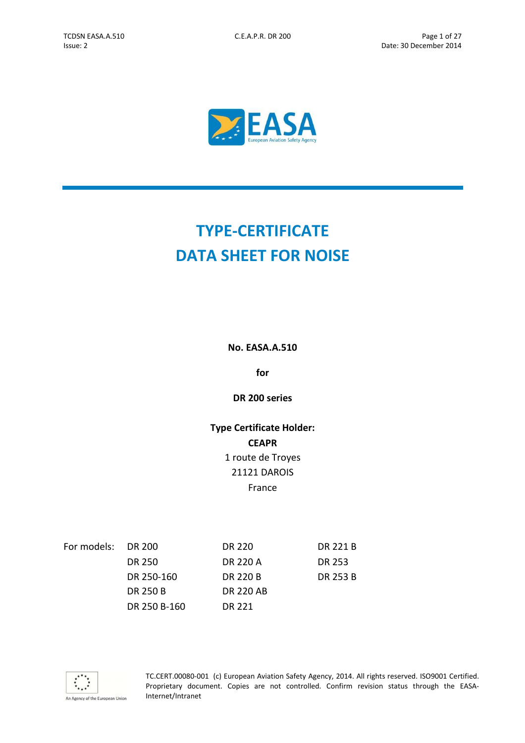# TYPE-CERTIFICATE DATA SHEET FOR NOISE

**No. EASA.A.510**

**for**

**DR 200 series**

**Type Certificate Holder:**
**CEAPR**
1 route de Troyes
21121 DAROIS
France

| For models: | | | |
|---|---|---|---|
| | DR 200 | DR 220 | DR 221 B |
| | DR 250 | DR 220 A | DR 253 |
| | DR 250-160 | DR 220 B | DR 253 B |
| | DR 250 B | DR 220 AB | |
| | DR 250 B-160 | DR 221 | |

TC.CERT.00080-001 (c) European Aviation Safety Agency, 2014. All rights reserved. ISO9001 Certified. Proprietary document. Copies are not controlled. Confirm revision status through the EASA-Internet/Intranet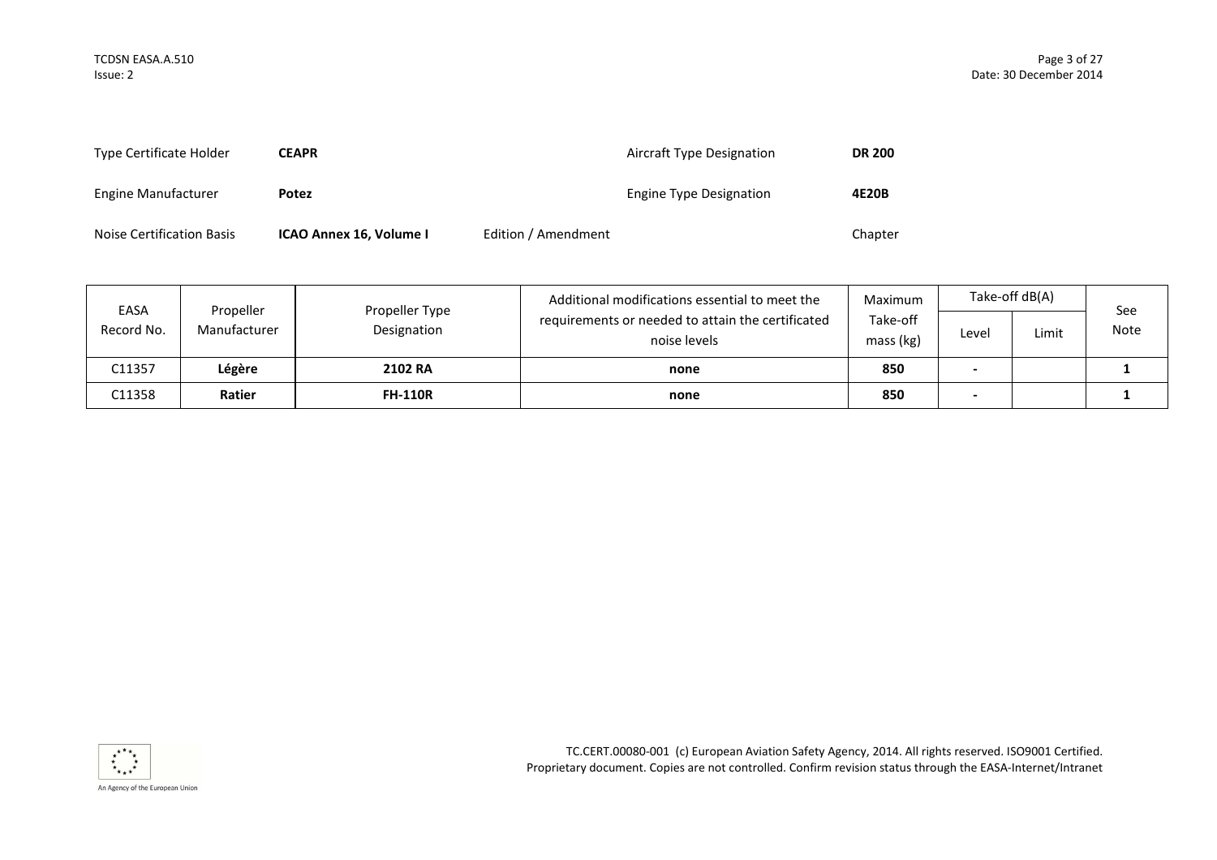| Type Certificate Holder | **CEAPR** | | Aircraft Type Designation | **DR 200** |
|---|---|---|---|---|
| Engine Manufacturer | **Potez** | | Engine Type Designation | **4E20B** |
| Noise Certification Basis | **ICAO Annex 16, Volume I** | Edition / Amendment | | Chapter |

| EASA Record No. | Propeller Manufacturer | Propeller Type Designation | Additional modifications essential to meet the requirements or needed to attain the certificated noise levels | Maximum Take-off mass (kg) | Take-off dB(A) | | See Note |
|---|---|---|---|---|---|---|---|
| | | | | | Level | Limit | |
| C11357 | **Légère** | **2102 RA** | **none** | **850** | **-** | | **1** |
| C11358 | **Ratier** | **FH-110R** | **none** | **850** | **-** | | **1** |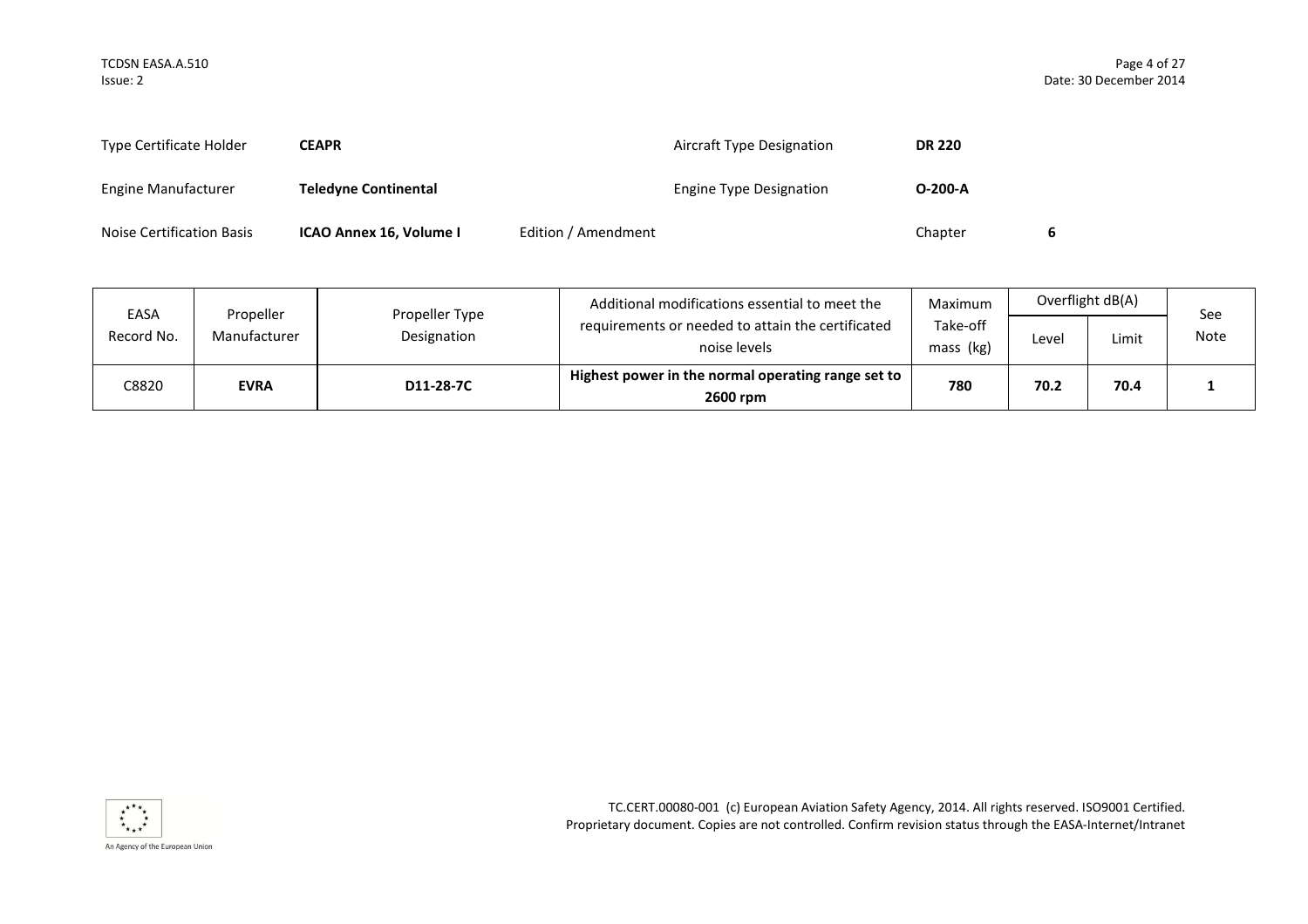| | | | |
|---|---|---|---|
| Type Certificate Holder | **CEAPR** | Aircraft Type Designation | **DR 220** |
| Engine Manufacturer | **Teledyne Continental** | Engine Type Designation | **O-200-A** |
| Noise Certification Basis | **ICAO Annex 16, Volume I** | Edition / Amendment | Chapter **6** |

| EASA Record No. | Propeller Manufacturer | Propeller Type Designation | Additional modifications essential to meet the requirements or needed to attain the certificated noise levels | Maximum Take-off mass (kg) | Overflight dB(A) | | See Note |
|---|---|---|---|---|---|---|---|
| | | | | | Level | Limit | |
| C8820 | **EVRA** | **D11-28-7C** | **Highest power in the normal operating range set to 2600 rpm** | **780** | **70.2** | **70.4** | **1** |

TC.CERT.00080-001 (c) European Aviation Safety Agency, 2014. All rights reserved. ISO9001 Certified. Proprietary document. Copies are not controlled. Confirm revision status through the EASA-Internet/Intranet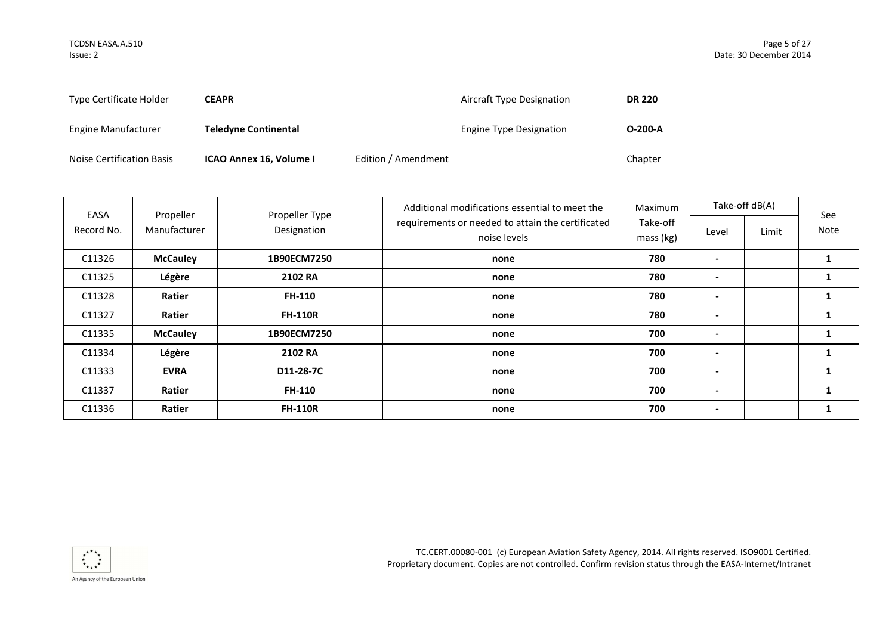| | | | |
|---|---|---|---|
| Type Certificate Holder | **CEAPR** | Aircraft Type Designation | **DR 220** |
| Engine Manufacturer | **Teledyne Continental** | Engine Type Designation | **O-200-A** |
| Noise Certification Basis | **ICAO Annex 16, Volume I** | Edition / Amendment | Chapter |

| EASA Record No. | Propeller Manufacturer | Propeller Type Designation | Additional modifications essential to meet the requirements or needed to attain the certificated noise levels | Maximum Take-off mass (kg) | Take-off dB(A) | | See Note |
|---|---|---|---|---|---|---|---|
| | | | | | Level | Limit | |
| C11326 | **McCauley** | **1B90ECM7250** | **none** | **780** | **-** | | **1** |
| C11325 | **Légère** | **2102 RA** | **none** | **780** | **-** | | **1** |
| C11328 | **Ratier** | **FH-110** | **none** | **780** | **-** | | **1** |
| C11327 | **Ratier** | **FH-110R** | **none** | **780** | **-** | | **1** |
| C11335 | **McCauley** | **1B90ECM7250** | **none** | **700** | **-** | | **1** |
| C11334 | **Légère** | **2102 RA** | **none** | **700** | **-** | | **1** |
| C11333 | **EVRA** | **D11-28-7C** | **none** | **700** | **-** | | **1** |
| C11337 | **Ratier** | **FH-110** | **none** | **700** | **-** | | **1** |
| C11336 | **Ratier** | **FH-110R** | **none** | **700** | **-** | | **1** |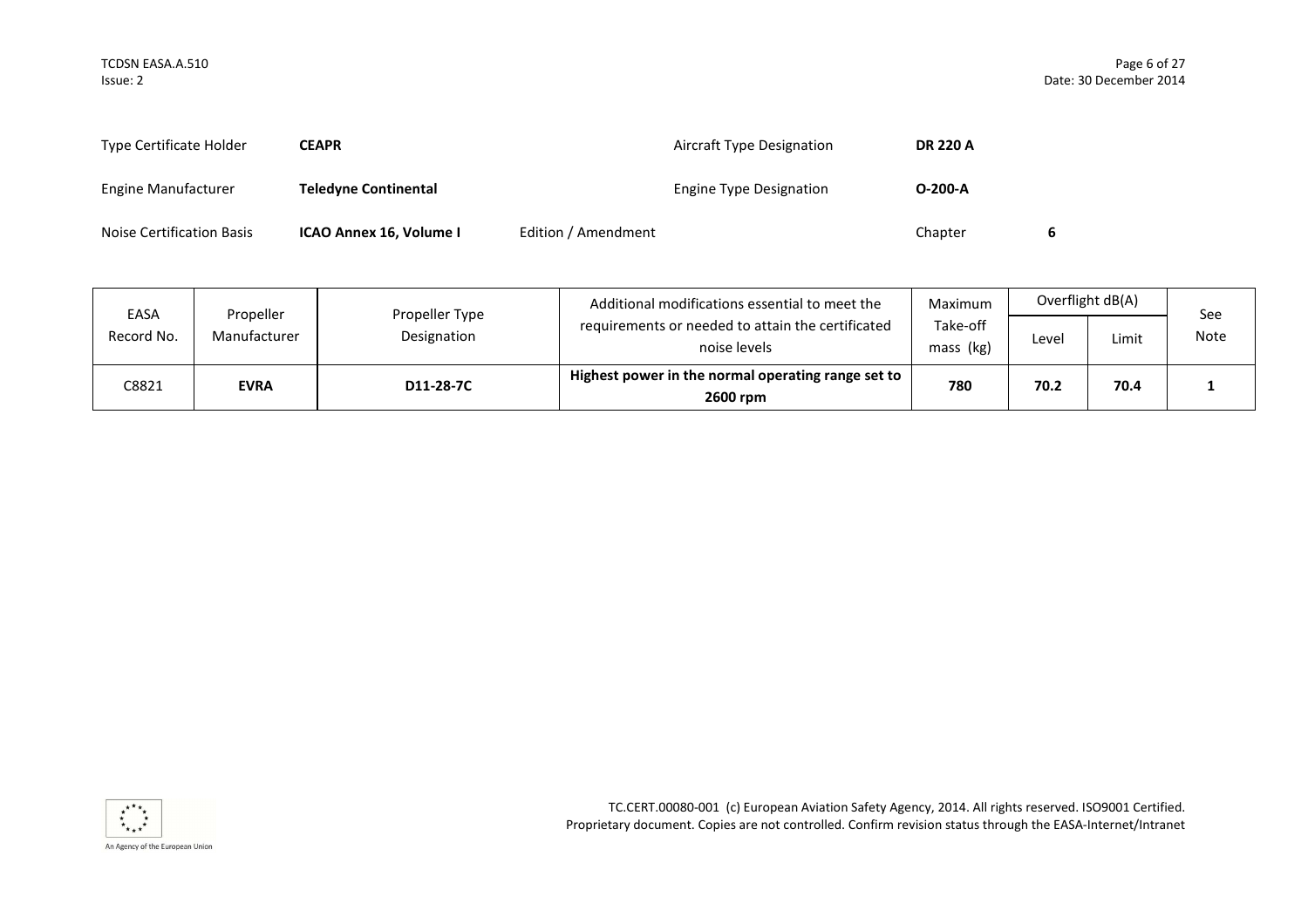| | | | |
|---|---|---|---|
| Type Certificate Holder | **CEAPR** | Aircraft Type Designation | **DR 220 A** |
| Engine Manufacturer | **Teledyne Continental** | Engine Type Designation | **O-200-A** |
| Noise Certification Basis | **ICAO Annex 16, Volume I** | Edition / Amendment | Chapter **6** |

| EASA Record No. | Propeller Manufacturer | Propeller Type Designation | Additional modifications essential to meet the requirements or needed to attain the certificated noise levels | Maximum Take-off mass (kg) | Overflight dB(A) | | See Note |
|---|---|---|---|---|---|---|---|
| | | | | | Level | Limit | |
| C8821 | **EVRA** | **D11-28-7C** | **Highest power in the normal operating range set to 2600 rpm** | **780** | **70.2** | **70.4** | **1** |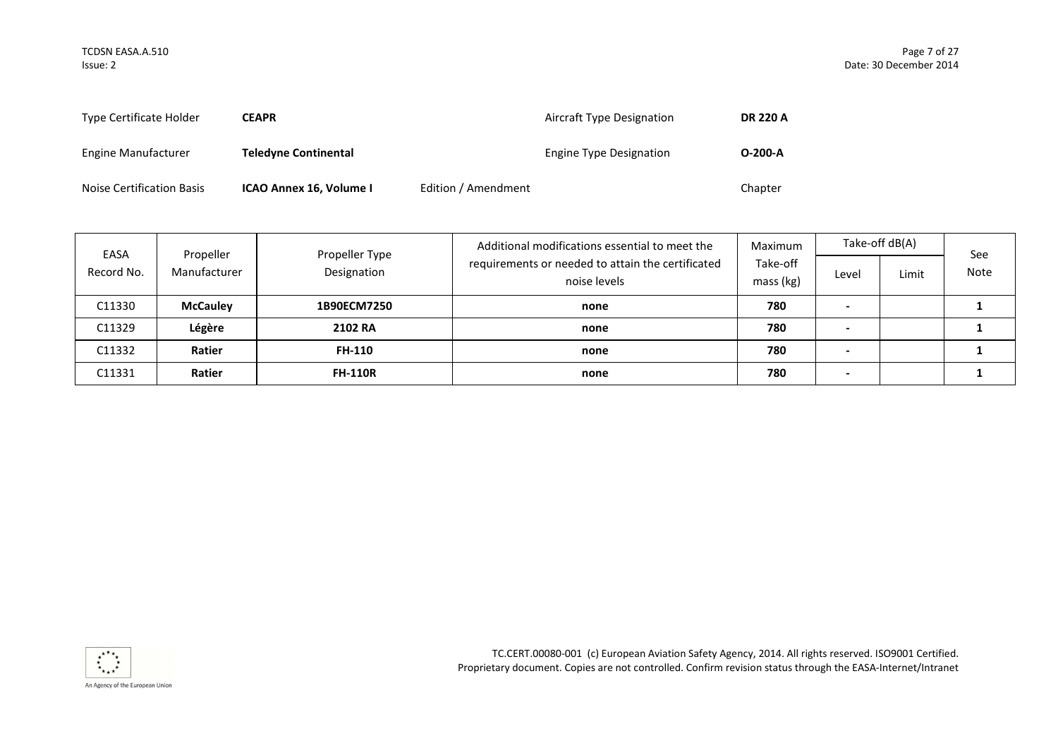| Type Certificate Holder | **CEAPR** | | Aircraft Type Designation | **DR 220 A** |
|---|---|---|---|---|
| Engine Manufacturer | **Teledyne Continental** | | Engine Type Designation | **O-200-A** |
| Noise Certification Basis | **ICAO Annex 16, Volume I** | Edition / Amendment | | Chapter |

| EASA Record No. | Propeller Manufacturer | Propeller Type Designation | Additional modifications essential to meet the requirements or needed to attain the certificated noise levels | Maximum Take-off mass (kg) | Take-off dB(A) | | See Note |
|---|---|---|---|---|---|---|---|
| | | | | | Level | Limit | |
| C11330 | **McCauley** | **1B90ECM7250** | **none** | **780** | **-** | | **1** |
| C11329 | **Légère** | **2102 RA** | **none** | **780** | **-** | | **1** |
| C11332 | **Ratier** | **FH-110** | **none** | **780** | **-** | | **1** |
| C11331 | **Ratier** | **FH-110R** | **none** | **780** | **-** | | **1** |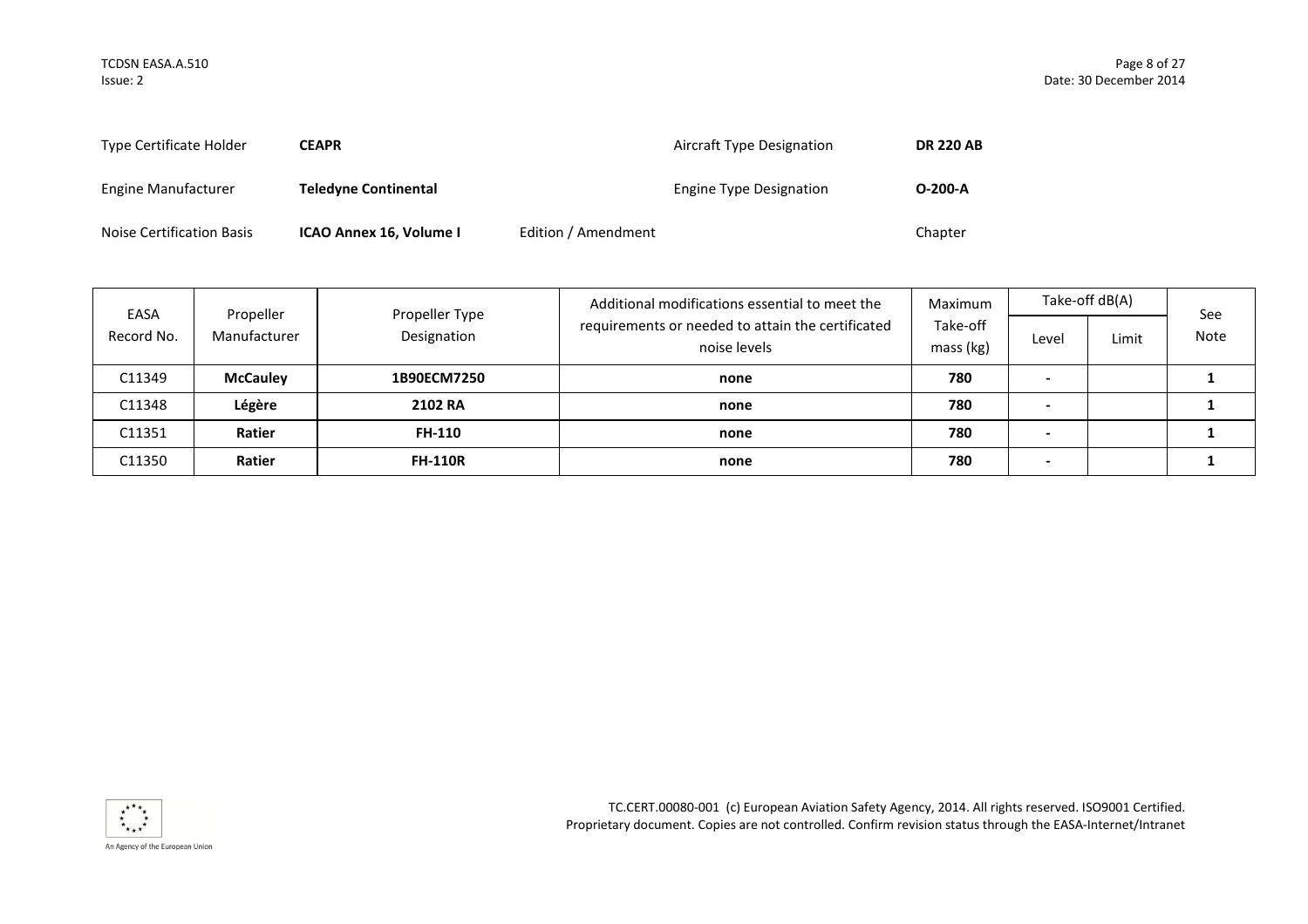| | | | |
|---|---|---|---|
| Type Certificate Holder | **CEAPR** | Aircraft Type Designation | **DR 220 AB** |
| Engine Manufacturer | **Teledyne Continental** | Engine Type Designation | **O-200-A** |
| Noise Certification Basis | **ICAO Annex 16, Volume I** | Edition / Amendment | Chapter |

| EASA Record No. | Propeller Manufacturer | Propeller Type Designation | Additional modifications essential to meet the requirements or needed to attain the certificated noise levels | Maximum Take-off mass (kg) | Take-off dB(A) | | See Note |
|---|---|---|---|---|---|---|---|
| | | | | | Level | Limit | |
| C11349 | **McCauley** | **1B90ECM7250** | **none** | **780** | **-** | | **1** |
| C11348 | **Légère** | **2102 RA** | **none** | **780** | **-** | | **1** |
| C11351 | **Ratier** | **FH-110** | **none** | **780** | **-** | | **1** |
| C11350 | **Ratier** | **FH-110R** | **none** | **780** | **-** | | **1** |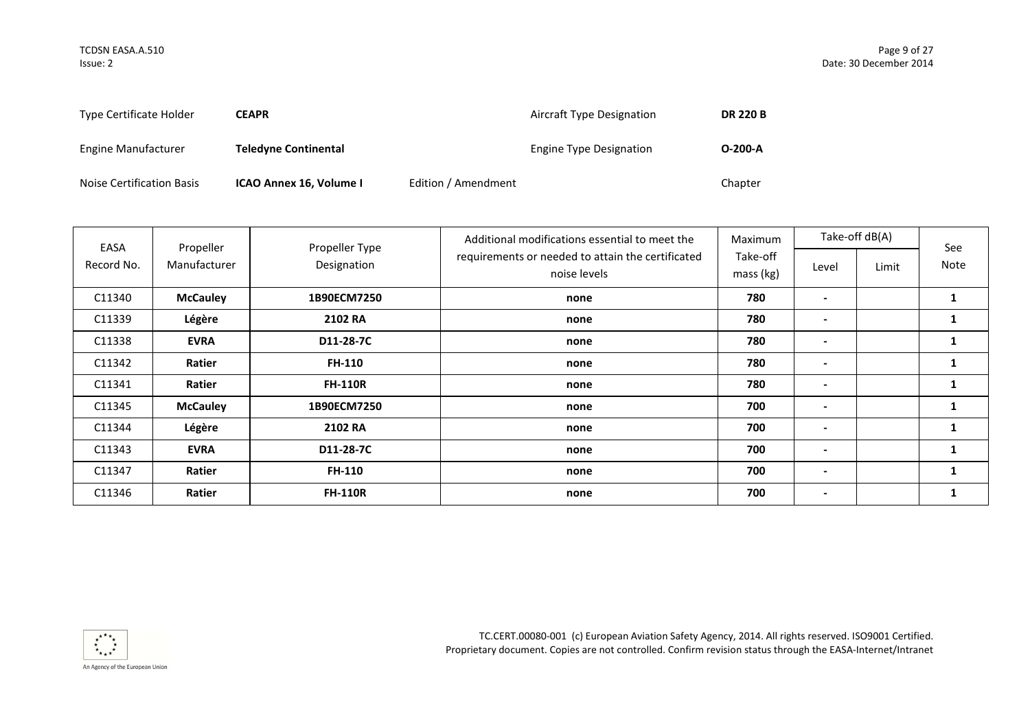| Type Certificate Holder | **CEAPR** | | Aircraft Type Designation | **DR 220 B** |
|---|---|---|---|---|
| Engine Manufacturer | **Teledyne Continental** | | Engine Type Designation | **O-200-A** |
| Noise Certification Basis | **ICAO Annex 16, Volume I** | Edition / Amendment | | Chapter |

| EASA Record No. | Propeller Manufacturer | Propeller Type Designation | Additional modifications essential to meet the requirements or needed to attain the certificated noise levels | Maximum Take-off mass (kg) | Take-off dB(A) | | See Note |
|---|---|---|---|---|---|---|---|
| | | | | | Level | Limit | |
| C11340 | **McCauley** | **1B90ECM7250** | **none** | **780** | **-** | | **1** |
| C11339 | **Légère** | **2102 RA** | **none** | **780** | **-** | | **1** |
| C11338 | **EVRA** | **D11-28-7C** | **none** | **780** | **-** | | **1** |
| C11342 | **Ratier** | **FH-110** | **none** | **780** | **-** | | **1** |
| C11341 | **Ratier** | **FH-110R** | **none** | **780** | **-** | | **1** |
| C11345 | **McCauley** | **1B90ECM7250** | **none** | **700** | **-** | | **1** |
| C11344 | **Légère** | **2102 RA** | **none** | **700** | **-** | | **1** |
| C11343 | **EVRA** | **D11-28-7C** | **none** | **700** | **-** | | **1** |
| C11347 | **Ratier** | **FH-110** | **none** | **700** | **-** | | **1** |
| C11346 | **Ratier** | **FH-110R** | **none** | **700** | **-** | | **1** |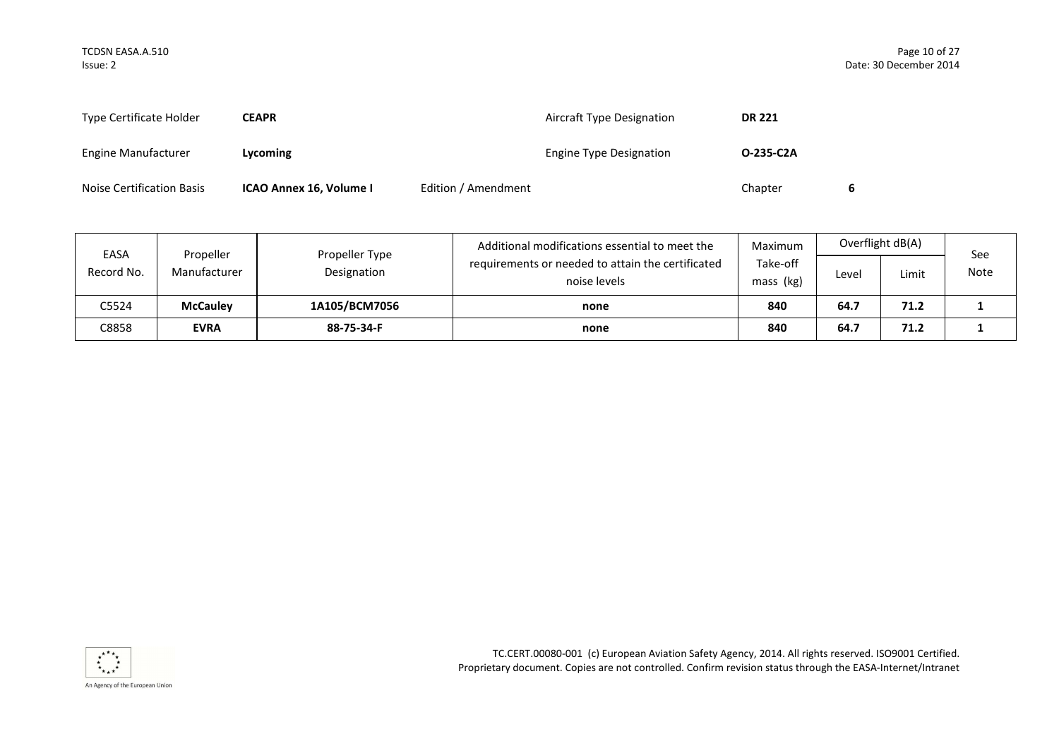| | | | | |
|---|---|---|---|---|
| Type Certificate Holder | **CEAPR** | | Aircraft Type Designation | **DR 221** |
| Engine Manufacturer | **Lycoming** | | Engine Type Designation | **O-235-C2A** |
| Noise Certification Basis | **ICAO Annex 16, Volume I** | Edition / Amendment | Chapter | **6** |

| EASA Record No. | Propeller Manufacturer | Propeller Type Designation | Additional modifications essential to meet the requirements or needed to attain the certificated noise levels | Maximum Take-off mass (kg) | Overflight dB(A) | | See Note |
|---|---|---|---|---|---|---|---|
| | | | | | Level | Limit | |
| C5524 | **McCauley** | **1A105/BCM7056** | **none** | **840** | **64.7** | **71.2** | **1** |
| C8858 | **EVRA** | **88-75-34-F** | **none** | **840** | **64.7** | **71.2** | **1** |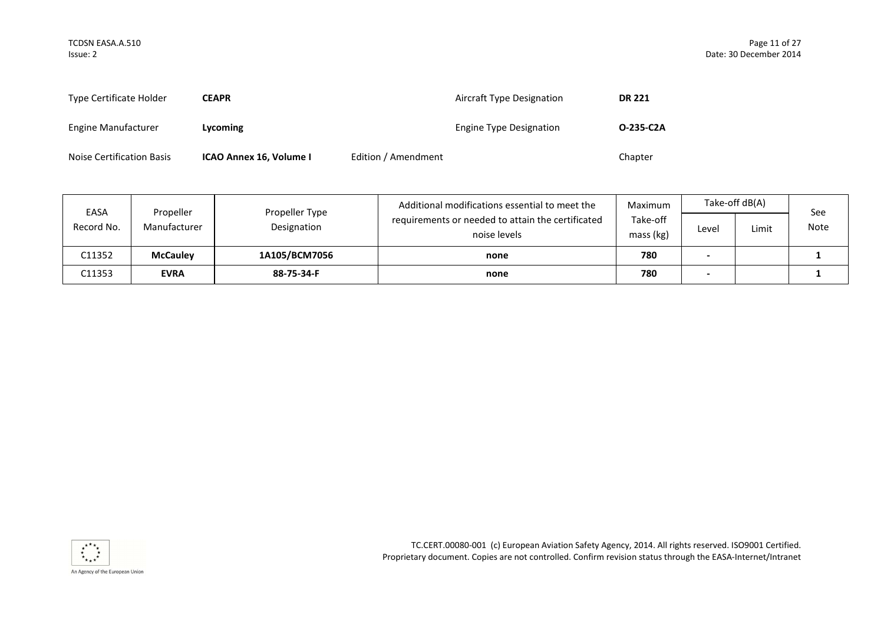| Type Certificate Holder | **CEAPR** | | Aircraft Type Designation | **DR 221** |
|---|---|---|---|---|
| Engine Manufacturer | **Lycoming** | | Engine Type Designation | **O-235-C2A** |
| Noise Certification Basis | **ICAO Annex 16, Volume I** | Edition / Amendment | | Chapter |

| EASA Record No. | Propeller Manufacturer | Propeller Type Designation | Additional modifications essential to meet the requirements or needed to attain the certificated noise levels | Maximum Take-off mass (kg) | Take-off dB(A) | | See Note |
|---|---|---|---|---|---|---|---|
| | | | | | Level | Limit | |
| C11352 | **McCauley** | **1A105/BCM7056** | **none** | **780** | **-** | | **1** |
| C11353 | **EVRA** | **88-75-34-F** | **none** | **780** | **-** | | **1** |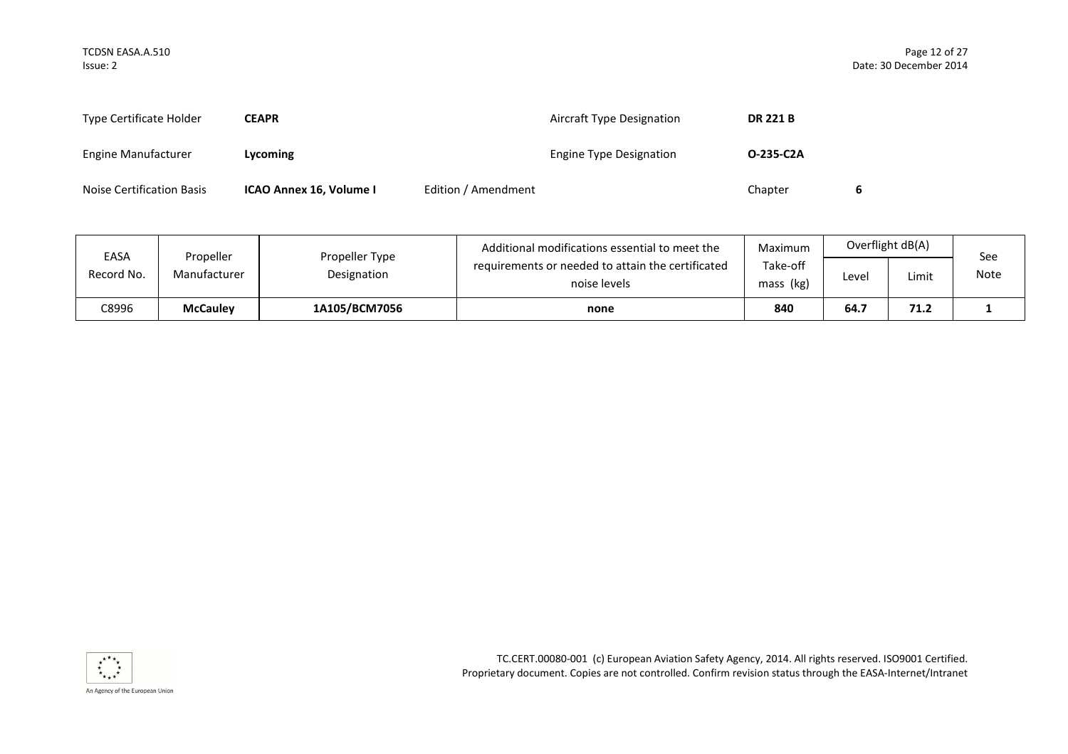| Type Certificate Holder | **CEAPR** | | Aircraft Type Designation | **DR 221 B** |
|---|---|---|---|---|
| Engine Manufacturer | **Lycoming** | | Engine Type Designation | **O-235-C2A** |
| Noise Certification Basis | **ICAO Annex 16, Volume I** | Edition / Amendment | Chapter | **6** |

| EASA Record No. | Propeller Manufacturer | Propeller Type Designation | Additional modifications essential to meet the requirements or needed to attain the certificated noise levels | Maximum Take-off mass (kg) | Overflight dB(A) | | See Note |
|---|---|---|---|---|---|---|---|
| | | | | | Level | Limit | |
| C8996 | **McCauley** | **1A105/BCM7056** | **none** | **840** | **64.7** | **71.2** | **1** |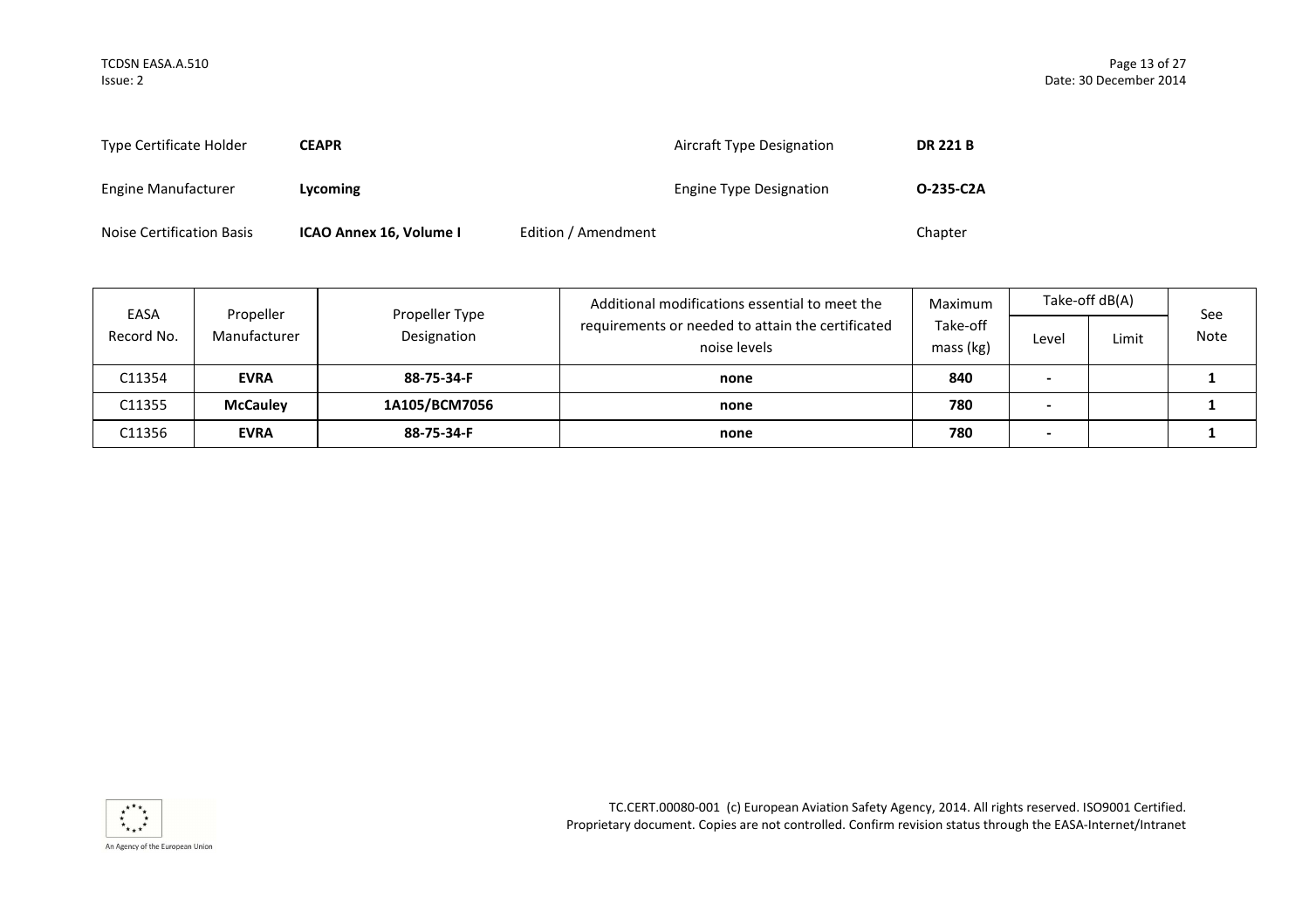| | | | | |
|---|---|---|---|---|
| Type Certificate Holder | **CEAPR** | | Aircraft Type Designation | **DR 221 B** |
| Engine Manufacturer | **Lycoming** | | Engine Type Designation | **O-235-C2A** |
| Noise Certification Basis | **ICAO Annex 16, Volume I** | Edition / Amendment | | Chapter |

| EASA Record No. | Propeller Manufacturer | Propeller Type Designation | Additional modifications essential to meet the requirements or needed to attain the certificated noise levels | Maximum Take-off mass (kg) | Take-off dB(A) | | See Note |
|---|---|---|---|---|---|---|---|
| | | | | | Level | Limit | |
| C11354 | **EVRA** | **88-75-34-F** | **none** | **840** | **-** | | **1** |
| C11355 | **McCauley** | **1A105/BCM7056** | **none** | **780** | **-** | | **1** |
| C11356 | **EVRA** | **88-75-34-F** | **none** | **780** | **-** | | **1** |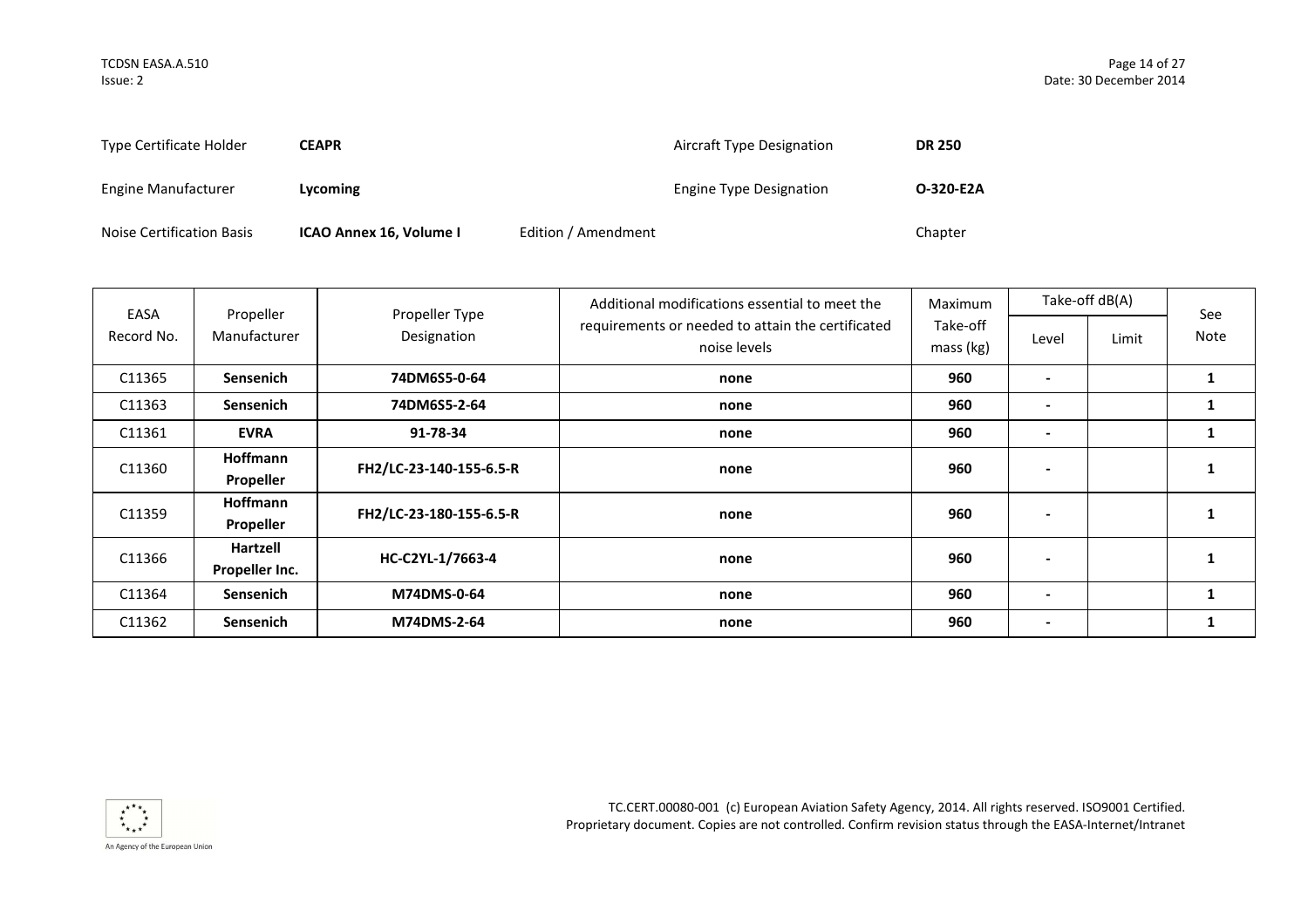| | | | |
|---|---|---|---|
| Type Certificate Holder | **CEAPR** | Aircraft Type Designation | **DR 250** |
| Engine Manufacturer | **Lycoming** | Engine Type Designation | **O-320-E2A** |
| Noise Certification Basis | **ICAO Annex 16, Volume I** | Edition / Amendment | Chapter |

| EASA Record No. | Propeller Manufacturer | Propeller Type Designation | Additional modifications essential to meet the requirements or needed to attain the certificated noise levels | Maximum Take-off mass (kg) | Take-off dB(A) | | See Note |
|---|---|---|---|---|---|---|---|
| | | | | | Level | Limit | |
| C11365 | **Sensenich** | **74DM6S5-0-64** | **none** | **960** | **-** | | **1** |
| C11363 | **Sensenich** | **74DM6S5-2-64** | **none** | **960** | **-** | | **1** |
| C11361 | **EVRA** | **91-78-34** | **none** | **960** | **-** | | **1** |
| C11360 | **Hoffmann Propeller** | **FH2/LC-23-140-155-6.5-R** | **none** | **960** | **-** | | **1** |
| C11359 | **Hoffmann Propeller** | **FH2/LC-23-180-155-6.5-R** | **none** | **960** | **-** | | **1** |
| C11366 | **Hartzell Propeller Inc.** | **HC-C2YL-1/7663-4** | **none** | **960** | **-** | | **1** |
| C11364 | **Sensenich** | **M74DMS-0-64** | **none** | **960** | **-** | | **1** |
| C11362 | **Sensenich** | **M74DMS-2-64** | **none** | **960** | **-** | | **1** |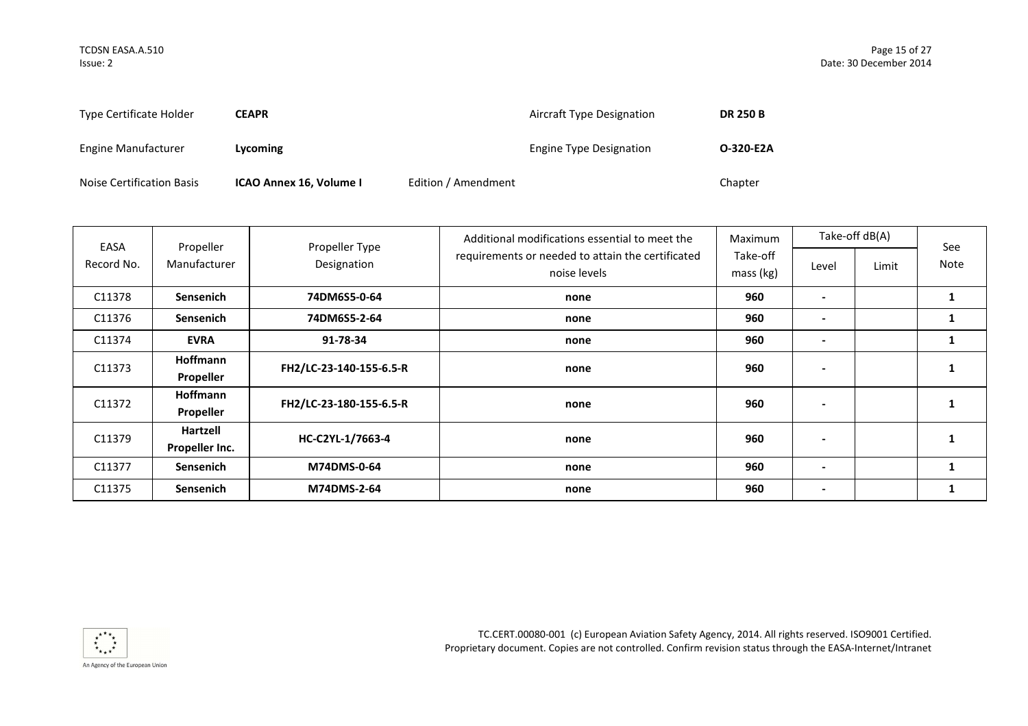| | | | |
|---|---|---|---|
| Type Certificate Holder | **CEAPR** | Aircraft Type Designation | **DR 250 B** |
| Engine Manufacturer | **Lycoming** | Engine Type Designation | **O-320-E2A** |
| Noise Certification Basis | **ICAO Annex 16, Volume I** | Edition / Amendment | Chapter |

| EASA Record No. | Propeller Manufacturer | Propeller Type Designation | Additional modifications essential to meet the requirements or needed to attain the certificated noise levels | Maximum Take-off mass (kg) | Take-off dB(A) | | See Note |
|---|---|---|---|---|---|---|---|
| | | | | | Level | Limit | |
| C11378 | **Sensenich** | **74DM6S5-0-64** | **none** | **960** | **-** | | **1** |
| C11376 | **Sensenich** | **74DM6S5-2-64** | **none** | **960** | **-** | | **1** |
| C11374 | **EVRA** | **91-78-34** | **none** | **960** | **-** | | **1** |
| C11373 | **Hoffmann Propeller** | **FH2/LC-23-140-155-6.5-R** | **none** | **960** | **-** | | **1** |
| C11372 | **Hoffmann Propeller** | **FH2/LC-23-180-155-6.5-R** | **none** | **960** | **-** | | **1** |
| C11379 | **Hartzell Propeller Inc.** | **HC-C2YL-1/7663-4** | **none** | **960** | **-** | | **1** |
| C11377 | **Sensenich** | **M74DMS-0-64** | **none** | **960** | **-** | | **1** |
| C11375 | **Sensenich** | **M74DMS-2-64** | **none** | **960** | **-** | | **1** |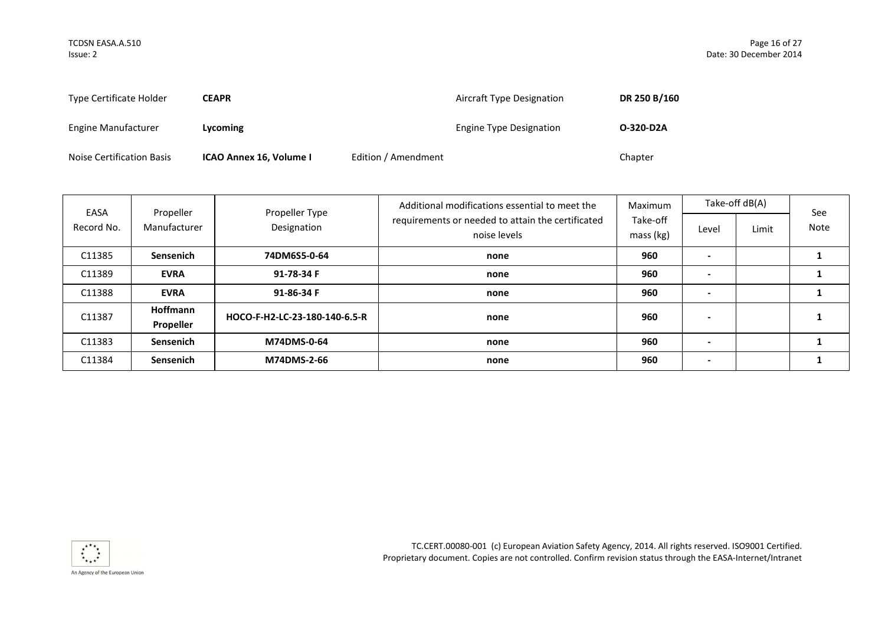| Type Certificate Holder | **CEAPR** | | Aircraft Type Designation | **DR 250 B/160** |
|---|---|---|---|---|
| Engine Manufacturer | **Lycoming** | | Engine Type Designation | **O-320-D2A** |
| Noise Certification Basis | **ICAO Annex 16, Volume I** | Edition / Amendment | | Chapter |

| EASA Record No. | Propeller Manufacturer | Propeller Type Designation | Additional modifications essential to meet the requirements or needed to attain the certificated noise levels | Maximum Take-off mass (kg) | Take-off dB(A) | | See Note |
|---|---|---|---|---|---|---|---|
| | | | | | Level | Limit | |
| C11385 | **Sensenich** | **74DM6S5-0-64** | **none** | **960** | **-** | | **1** |
| C11389 | **EVRA** | **91-78-34 F** | **none** | **960** | **-** | | **1** |
| C11388 | **EVRA** | **91-86-34 F** | **none** | **960** | **-** | | **1** |
| C11387 | **Hoffmann Propeller** | **HOCO-F-H2-LC-23-180-140-6.5-R** | **none** | **960** | **-** | | **1** |
| C11383 | **Sensenich** | **M74DMS-0-64** | **none** | **960** | **-** | | **1** |
| C11384 | **Sensenich** | **M74DMS-2-66** | **none** | **960** | **-** | | **1** |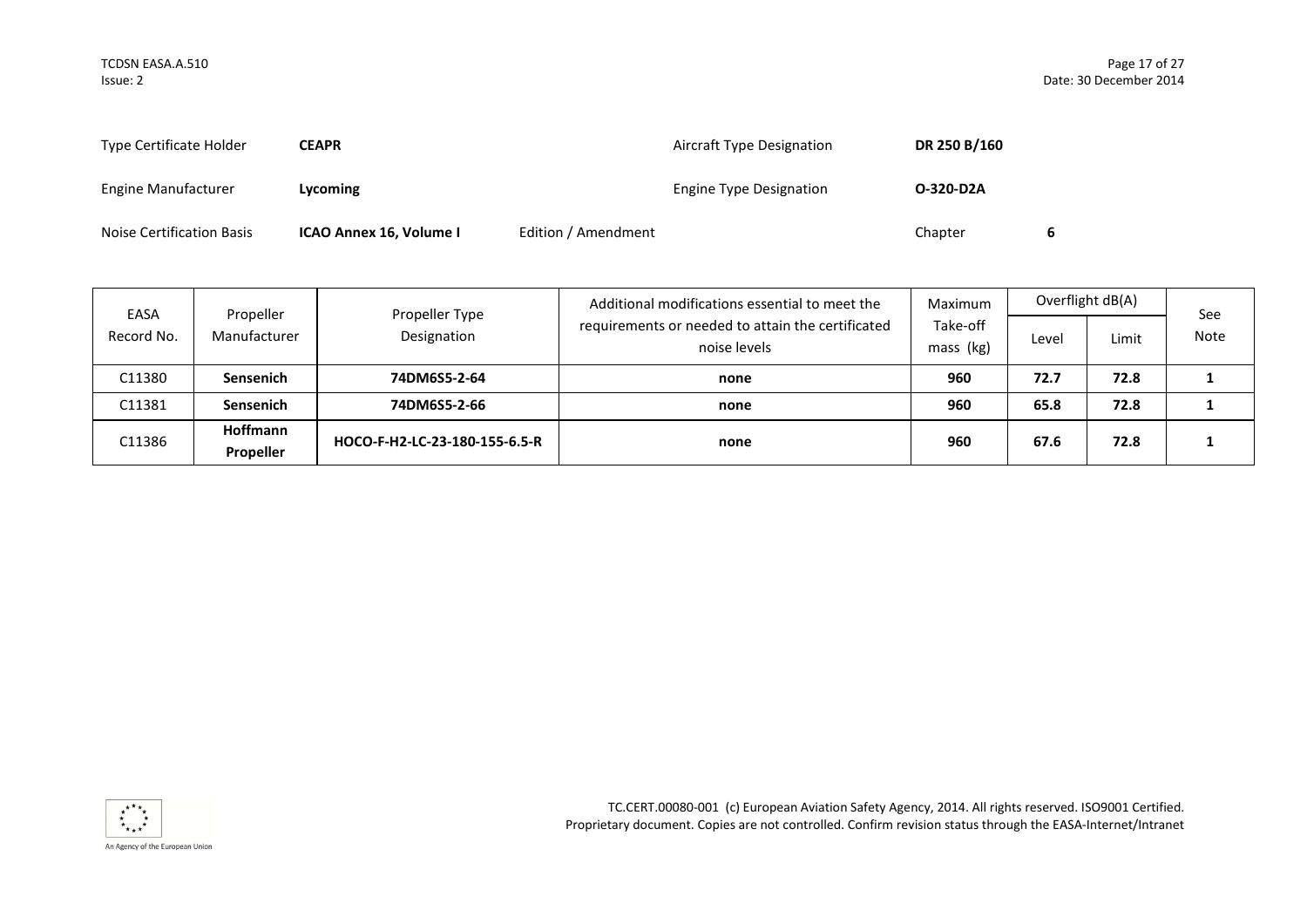| Type Certificate Holder | **CEAPR** | | Aircraft Type Designation | **DR 250 B/160** |
|---|---|---|---|---|
| Engine Manufacturer | **Lycoming** | | Engine Type Designation | **O-320-D2A** |
| Noise Certification Basis | **ICAO Annex 16, Volume I** | Edition / Amendment | Chapter | **6** |

| EASA Record No. | Propeller Manufacturer | Propeller Type Designation | Additional modifications essential to meet the requirements or needed to attain the certificated noise levels | Maximum Take-off mass (kg) | Overflight dB(A) | | See Note |
|---|---|---|---|---|---|---|---|
| | | | | | Level | Limit | |
| C11380 | **Sensenich** | **74DM6S5-2-64** | **none** | **960** | **72.7** | **72.8** | **1** |
| C11381 | **Sensenich** | **74DM6S5-2-66** | **none** | **960** | **65.8** | **72.8** | **1** |
| C11386 | **Hoffmann Propeller** | **HOCO-F-H2-LC-23-180-155-6.5-R** | **none** | **960** | **67.6** | **72.8** | **1** |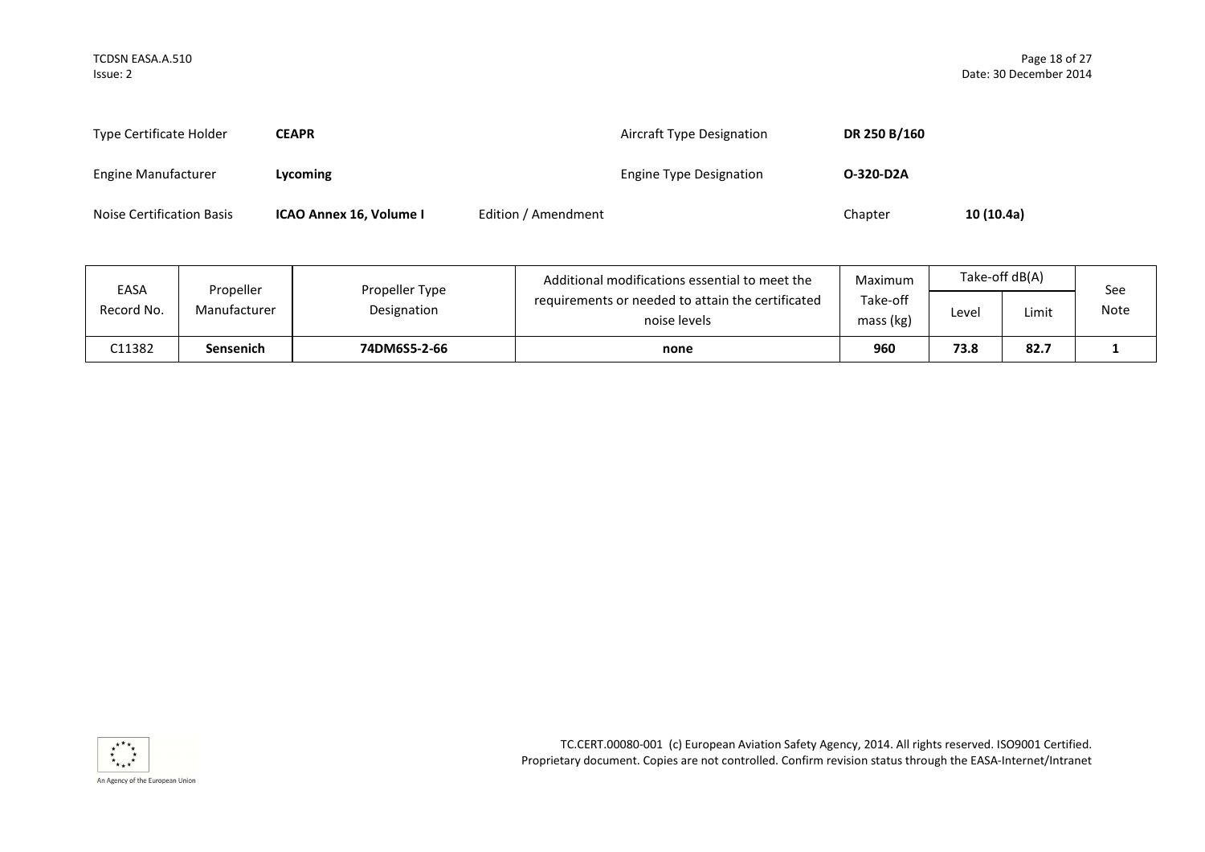| | | | | | |
|---|---|---|---|---|---|
| Type Certificate Holder | **CEAPR** | | Aircraft Type Designation | **DR 250 B/160** | |
| Engine Manufacturer | **Lycoming** | | Engine Type Designation | **O-320-D2A** | |
| Noise Certification Basis | **ICAO Annex 16, Volume I** | Edition / Amendment | | Chapter | **10 (10.4a)** |

| EASA Record No. | Propeller Manufacturer | Propeller Type Designation | Additional modifications essential to meet the requirements or needed to attain the certificated noise levels | Maximum Take-off mass (kg) | Take-off dB(A) | | See Note |
|---|---|---|---|---|---|---|---|
| | | | | | Level | Limit | |
| C11382 | **Sensenich** | **74DM6S5-2-66** | **none** | **960** | **73.8** | **82.7** | **1** |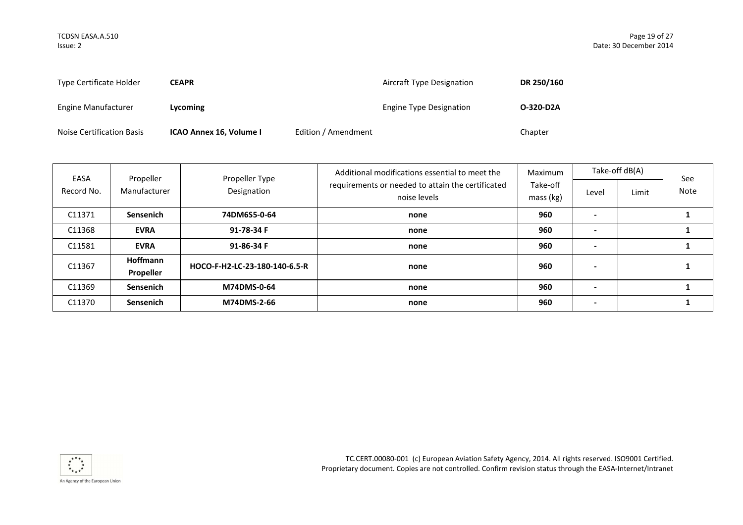| Type Certificate Holder | **CEAPR** | | Aircraft Type Designation | **DR 250/160** |
|---|---|---|---|---|
| Engine Manufacturer | **Lycoming** | | Engine Type Designation | **O-320-D2A** |
| Noise Certification Basis | **ICAO Annex 16, Volume I** | Edition / Amendment | | Chapter |

| EASA Record No. | Propeller Manufacturer | Propeller Type Designation | Additional modifications essential to meet the requirements or needed to attain the certificated noise levels | Maximum Take-off mass (kg) | Take-off dB(A) | | See Note |
|---|---|---|---|---|---|---|---|
| | | | | | Level | Limit | |
| C11371 | **Sensenich** | **74DM6S5-0-64** | **none** | **960** | **-** | | **1** |
| C11368 | **EVRA** | **91-78-34 F** | **none** | **960** | **-** | | **1** |
| C11581 | **EVRA** | **91-86-34 F** | **none** | **960** | **-** | | **1** |
| C11367 | **Hoffmann Propeller** | **HOCO-F-H2-LC-23-180-140-6.5-R** | **none** | **960** | **-** | | **1** |
| C11369 | **Sensenich** | **M74DMS-0-64** | **none** | **960** | **-** | | **1** |
| C11370 | **Sensenich** | **M74DMS-2-66** | **none** | **960** | **-** | | **1** |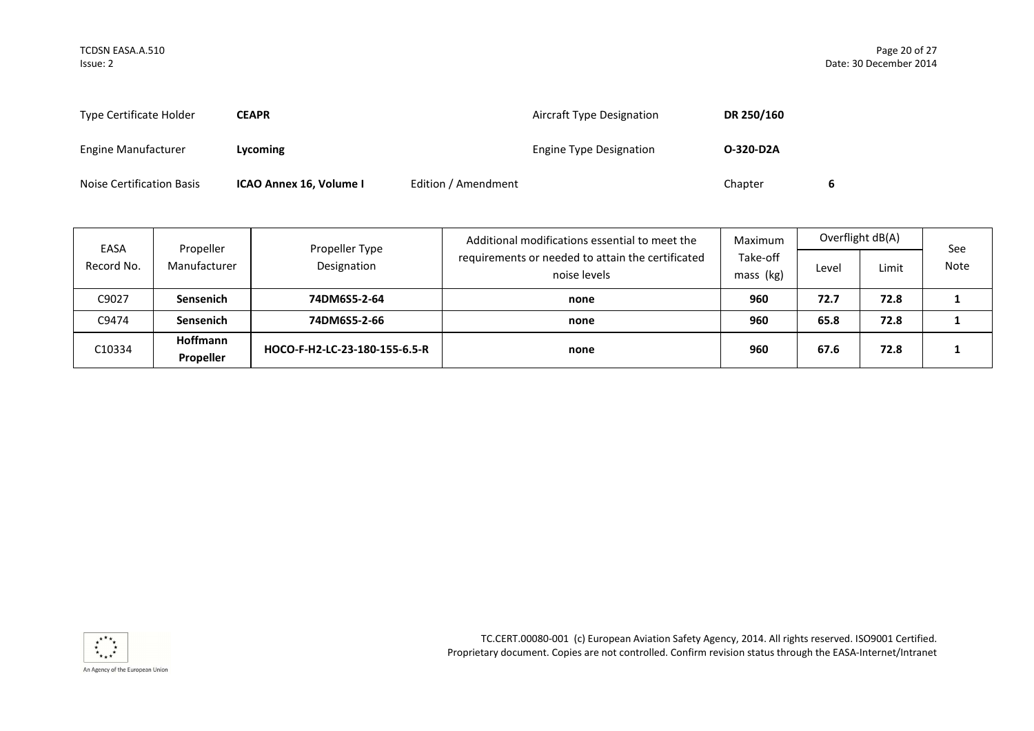| Type Certificate Holder | **CEAPR** | | Aircraft Type Designation | **DR 250/160** |
|---|---|---|---|---|
| Engine Manufacturer | **Lycoming** | | Engine Type Designation | **O-320-D2A** |
| Noise Certification Basis | **ICAO Annex 16, Volume I** | Edition / Amendment | Chapter | **6** |

| EASA Record No. | Propeller Manufacturer | Propeller Type Designation | Additional modifications essential to meet the requirements or needed to attain the certificated noise levels | Maximum Take-off mass (kg) | Overflight dB(A) | | See Note |
|---|---|---|---|---|---|---|---|
| | | | | | Level | Limit | |
| C9027 | **Sensenich** | **74DM6S5-2-64** | **none** | **960** | **72.7** | **72.8** | **1** |
| C9474 | **Sensenich** | **74DM6S5-2-66** | **none** | **960** | **65.8** | **72.8** | **1** |
| C10334 | **Hoffmann Propeller** | **HOCO-F-H2-LC-23-180-155-6.5-R** | **none** | **960** | **67.6** | **72.8** | **1** |

TC.CERT.00080-001 (c) European Aviation Safety Agency, 2014. All rights reserved. ISO9001 Certified.
Proprietary document. Copies are not controlled. Confirm revision status through the EASA-Internet/Intranet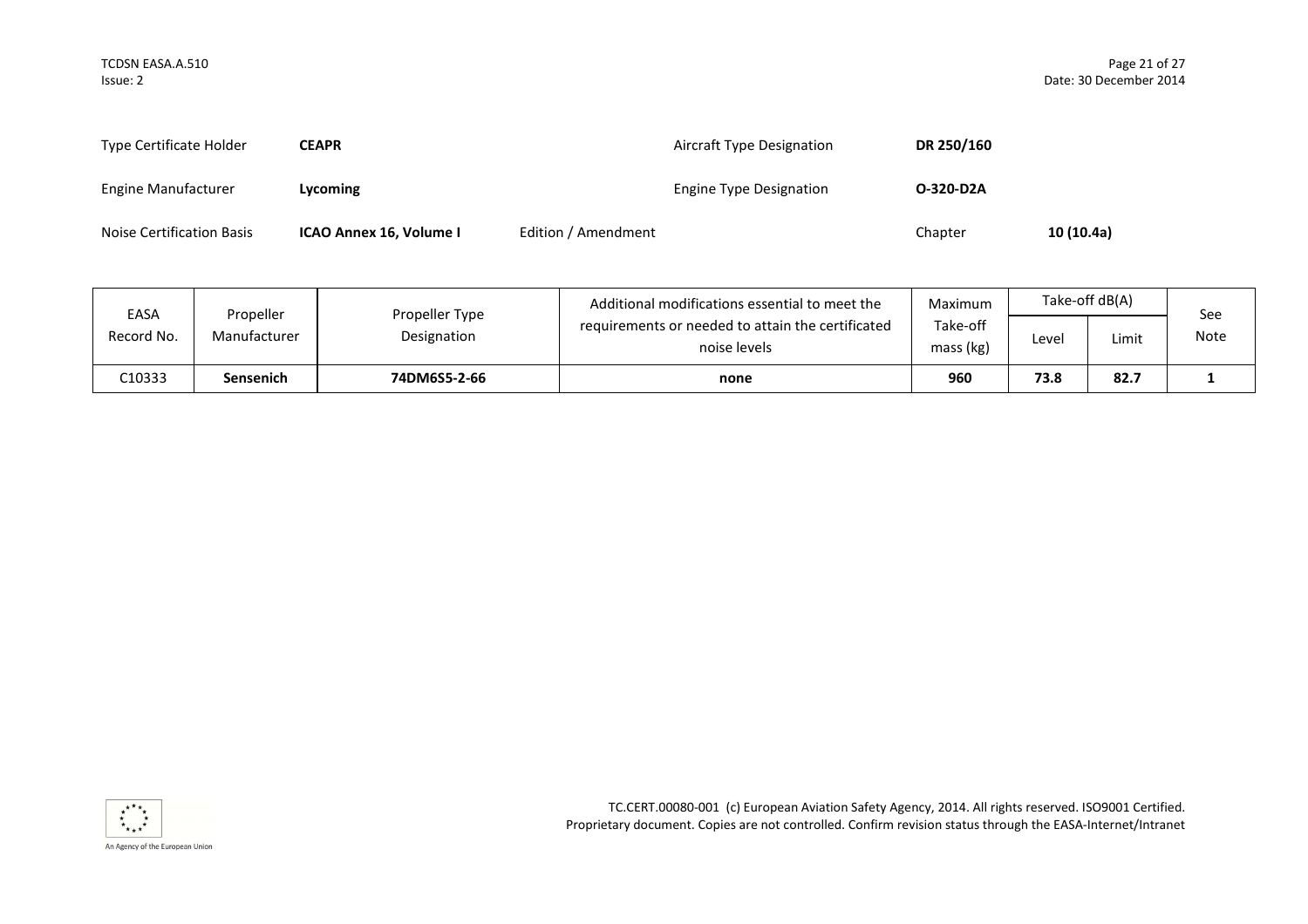| | | | | |
|---|---|---|---|---|
| Type Certificate Holder | **CEAPR** | | Aircraft Type Designation | **DR 250/160** |
| Engine Manufacturer | **Lycoming** | | Engine Type Designation | **O-320-D2A** |
| Noise Certification Basis | **ICAO Annex 16, Volume I** | Edition / Amendment | Chapter | **10 (10.4a)** |

| EASA Record No. | Propeller Manufacturer | Propeller Type Designation | Additional modifications essential to meet the requirements or needed to attain the certificated noise levels | Maximum Take-off mass (kg) | Take-off dB(A) | | See Note |
|---|---|---|---|---|---|---|---|
| | | | | | Level | Limit | |
| C10333 | **Sensenich** | **74DM6S5-2-66** | **none** | **960** | **73.8** | **82.7** | **1** |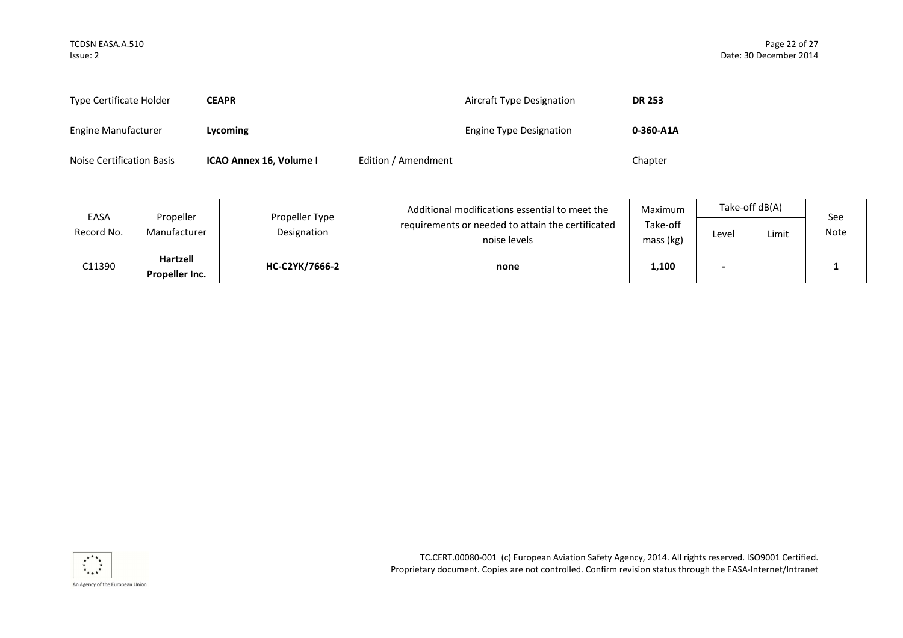| | | | |
|---|---|---|---|
| Type Certificate Holder | **CEAPR** | Aircraft Type Designation | **DR 253** |
| Engine Manufacturer | **Lycoming** | Engine Type Designation | **0-360-A1A** |
| Noise Certification Basis | **ICAO Annex 16, Volume I** | Edition / Amendment | Chapter |

| EASA Record No. | Propeller Manufacturer | Propeller Type Designation | Additional modifications essential to meet the requirements or needed to attain the certificated noise levels | Maximum Take-off mass (kg) | Take-off dB(A) | | See Note |
|---|---|---|---|---|---|---|---|
| | | | | | Level | Limit | |
| C11390 | **Hartzell Propeller Inc.** | **HC-C2YK/7666-2** | **none** | **1,100** | **-** | | **1** |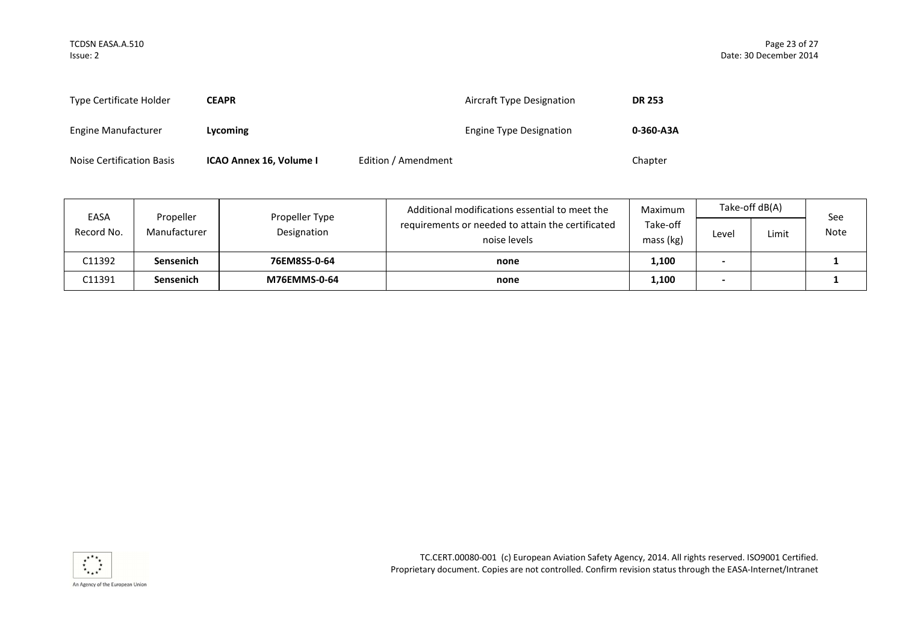| Type Certificate Holder | **CEAPR** | | Aircraft Type Designation | **DR 253** |
|---|---|---|---|---|
| Engine Manufacturer | **Lycoming** | | Engine Type Designation | **0-360-A3A** |
| Noise Certification Basis | **ICAO Annex 16, Volume I** | Edition / Amendment | | Chapter |

| EASA Record No. | Propeller Manufacturer | Propeller Type Designation | Additional modifications essential to meet the requirements or needed to attain the certificated noise levels | Maximum Take-off mass (kg) | Take-off dB(A) | | See Note |
|---|---|---|---|---|---|---|---|
| | | | | | Level | Limit | |
| C11392 | **Sensenich** | **76EM8S5-0-64** | **none** | **1,100** | **-** | | **1** |
| C11391 | **Sensenich** | **M76EMMS-0-64** | **none** | **1,100** | **-** | | **1** |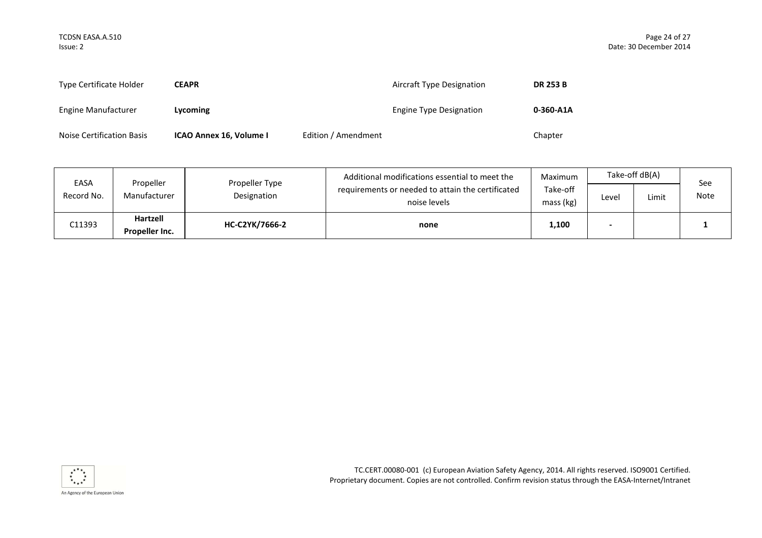| | | | | | |
|---|---|---|---|---|---|
| Type Certificate Holder | **CEAPR** | | Aircraft Type Designation | **DR 253 B** | |
| Engine Manufacturer | **Lycoming** | | Engine Type Designation | **0-360-A1A** | |
| Noise Certification Basis | **ICAO Annex 16, Volume I** | Edition / Amendment | | Chapter | |

| EASA Record No. | Propeller Manufacturer | Propeller Type Designation | Additional modifications essential to meet the requirements or needed to attain the certificated noise levels | Maximum Take-off mass (kg) | Take-off dB(A) | | See Note |
|---|---|---|---|---|---|---|---|
| | | | | | Level | Limit | |
| C11393 | **Hartzell Propeller Inc.** | **HC-C2YK/7666-2** | **none** | **1,100** | **-** | | **1** |

TC.CERT.00080-001 (c) European Aviation Safety Agency, 2014. All rights reserved. ISO9001 Certified.
Proprietary document. Copies are not controlled. Confirm revision status through the EASA-Internet/Intranet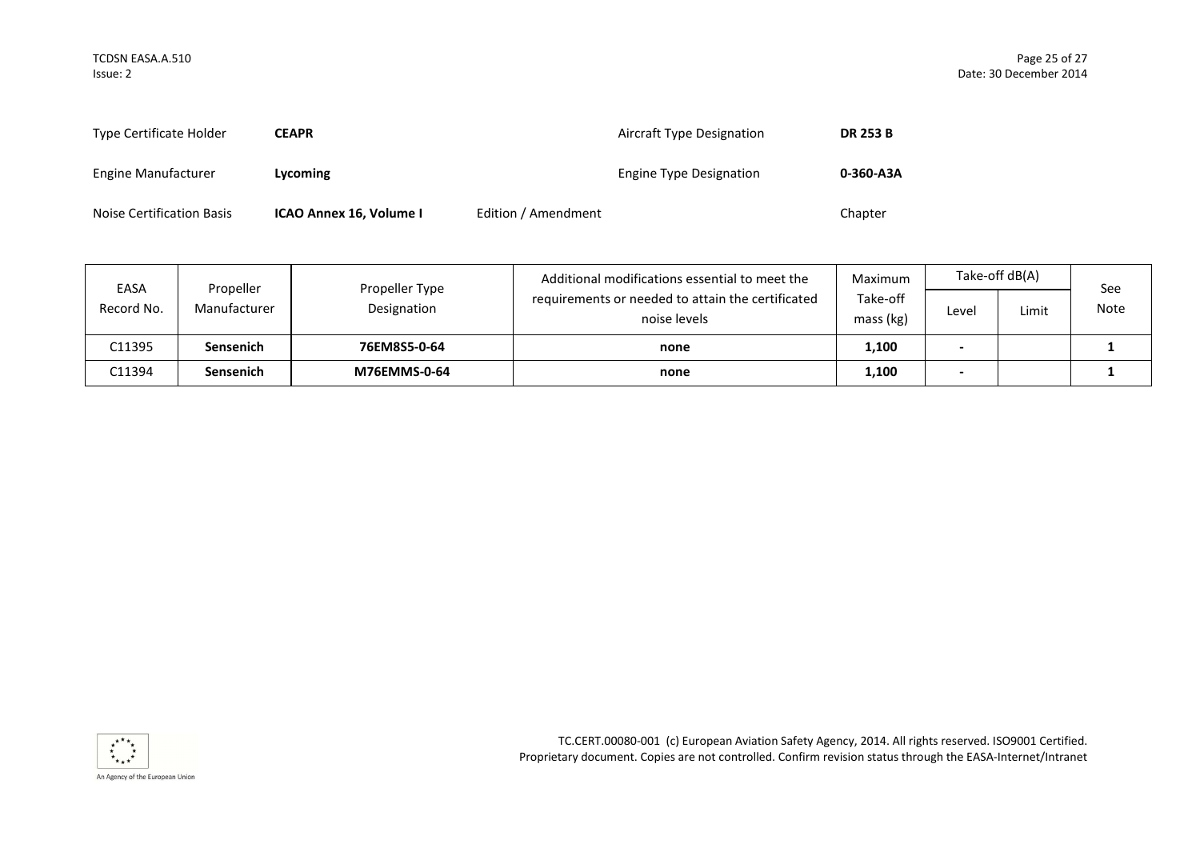| | | | |
|---|---|---|---|
| Type Certificate Holder | **CEAPR** | Aircraft Type Designation | **DR 253 B** |
| Engine Manufacturer | **Lycoming** | Engine Type Designation | **0-360-A3A** |
| Noise Certification Basis | **ICAO Annex 16, Volume I** | Edition / Amendment | Chapter |

| EASA Record No. | Propeller Manufacturer | Propeller Type Designation | Additional modifications essential to meet the requirements or needed to attain the certificated noise levels | Maximum Take-off mass (kg) | Take-off dB(A) | | See Note |
|---|---|---|---|---|---|---|---|
| | | | | | Level | Limit | |
| C11395 | **Sensenich** | **76EM8S5-0-64** | **none** | **1,100** | **-** | | **1** |
| C11394 | **Sensenich** | **M76EMMS-0-64** | **none** | **1,100** | **-** | | **1** |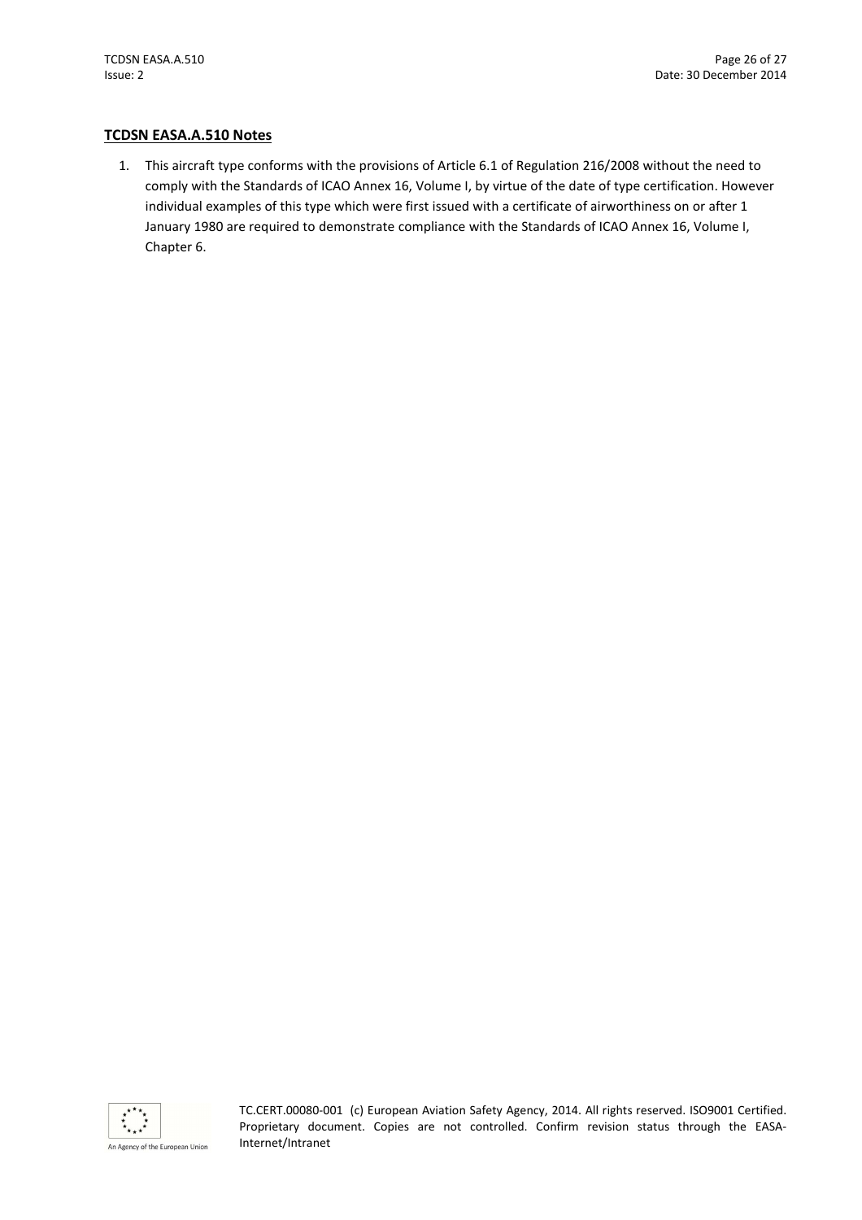## TCDSN EASA.A.510 Notes

1. This aircraft type conforms with the provisions of Article 6.1 of Regulation 216/2008 without the need to comply with the Standards of ICAO Annex 16, Volume I, by virtue of the date of type certification. However individual examples of this type which were first issued with a certificate of airworthiness on or after 1 January 1980 are required to demonstrate compliance with the Standards of ICAO Annex 16, Volume I, Chapter 6.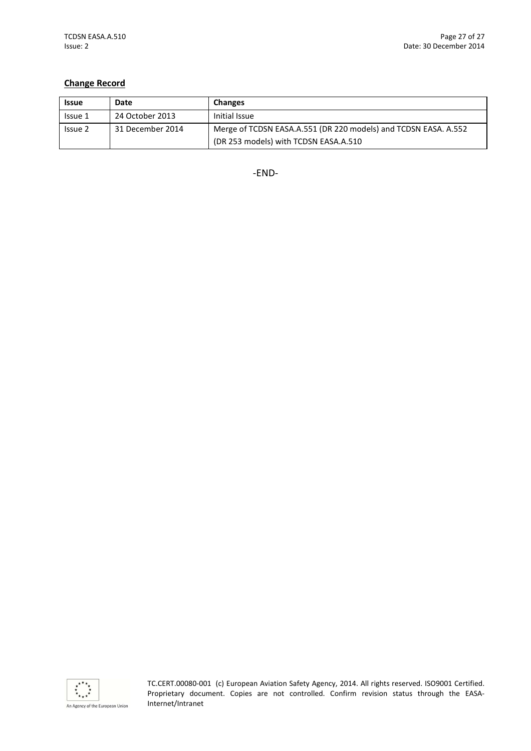**Change Record**

| Issue | Date | Changes |
|---|---|---|
| Issue 1 | 24 October 2013 | Initial Issue |
| Issue 2 | 31 December 2014 | Merge of TCDSN EASA.A.551 (DR 220 models) and TCDSN EASA. A.552 (DR 253 models) with TCDSN EASA.A.510 |

-END-

TC.CERT.00080-001 (c) European Aviation Safety Agency, 2014. All rights reserved. ISO9001 Certified. Proprietary document. Copies are not controlled. Confirm revision status through the EASA-Internet/Intranet